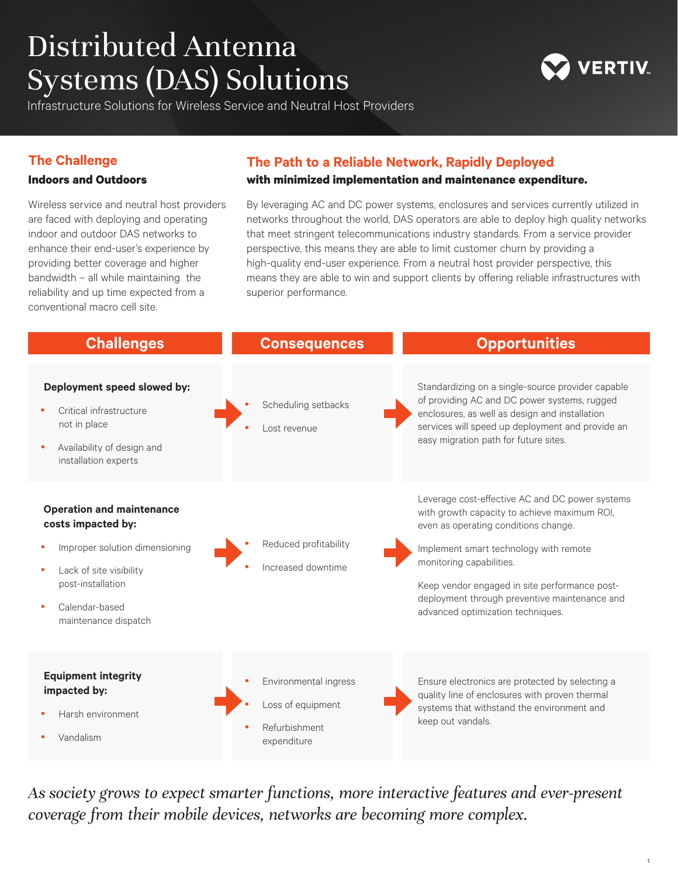# Distributed Antenna Systems (DAS) Solutions

Infrastructure Solutions for Wireless Service and Neutral Host Providers

## The Challenge

**Indoors and Outdoors**

Wireless service and neutral host providers are faced with deploying and operating indoor and outdoor DAS networks to enhance their end-user's experience by providing better coverage and higher bandwidth – all while maintaining the reliability and up time expected from a conventional macro cell site.

## The Path to a Reliable Network, Rapidly Deployed

**with minimized implementation and maintenance expenditure.**

By leveraging AC and DC power systems, enclosures and services currently utilized in networks throughout the world, DAS operators are able to deploy high quality networks that meet stringent telecommunications industry standards. From a service provider perspective, this means they are able to limit customer churn by providing a high-quality end-user experience. From a neutral host provider perspective, this means they are able to win and support clients by offering reliable infrastructures with superior performance.

| Challenges | Consequences | Opportunities |
|---|---|---|
| **Deployment speed slowed by:**<br>• Critical infrastructure not in place<br>• Availability of design and installation experts | • Scheduling setbacks<br>• Lost revenue | Standardizing on a single-source provider capable of providing AC and DC power systems, rugged enclosures, as well as design and installation services will speed up deployment and provide an easy migration path for future sites. |
| **Operation and maintenance costs impacted by:**<br>• Improper solution dimensioning<br>• Lack of site visibility post-installation<br>• Calendar-based maintenance dispatch | • Reduced profitability<br>• Increased downtime | Leverage cost-effective AC and DC power systems with growth capacity to achieve maximum ROI, even as operating conditions change.<br><br>Implement smart technology with remote monitoring capabilities.<br><br>Keep vendor engaged in site performance post-deployment through preventive maintenance and advanced optimization techniques. |
| **Equipment integrity impacted by:**<br>• Harsh environment<br>• Vandalism | • Environmental ingress<br>• Loss of equipment<br>• Refurbishment expenditure | Ensure electronics are protected by selecting a quality line of enclosures with proven thermal systems that withstand the environment and keep out vandals. |

*As society grows to expect smarter functions, more interactive features and ever-present coverage from their mobile devices, networks are becoming more complex.*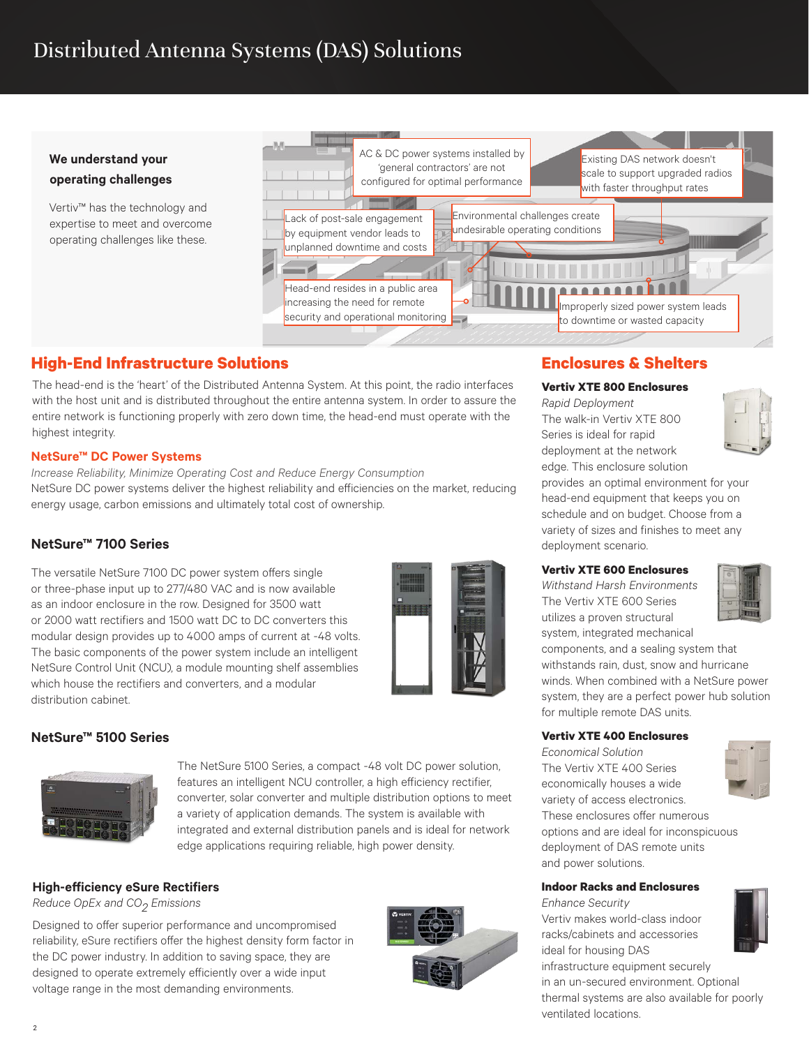# Distributed Antenna Systems (DAS) Solutions

**We understand your operating challenges**

Vertiv™ has the technology and expertise to meet and overcome operating challenges like these.

AC & DC power systems installed by 'general contractors' are not configured for optimal performance

Existing DAS network doesn't scale to support upgraded radios with faster throughput rates

Lack of post-sale engagement by equipment vendor leads to unplanned downtime and costs

Environmental challenges create undesirable operating conditions

Head-end resides in a public area increasing the need for remote security and operational monitoring

Improperly sized power system leads to downtime or wasted capacity

## High-End Infrastructure Solutions

The head-end is the 'heart' of the Distributed Antenna System. At this point, the radio interfaces with the host unit and is distributed throughout the entire antenna system. In order to assure the entire network is functioning properly with zero down time, the head-end must operate with the highest integrity.

### NetSure™ DC Power Systems

*Increase Reliability, Minimize Operating Cost and Reduce Energy Consumption*

NetSure DC power systems deliver the highest reliability and efficiencies on the market, reducing energy usage, carbon emissions and ultimately total cost of ownership.

### NetSure™ 7100 Series

The versatile NetSure 7100 DC power system offers single or three-phase input up to 277/480 VAC and is now available as an indoor enclosure in the row. Designed for 3500 watt or 2000 watt rectifiers and 1500 watt DC to DC converters this modular design provides up to 4000 amps of current at -48 volts. The basic components of the power system include an intelligent NetSure Control Unit (NCU), a module mounting shelf assemblies which house the rectifiers and converters, and a modular distribution cabinet.

### NetSure™ 5100 Series

The NetSure 5100 Series, a compact -48 volt DC power solution, features an intelligent NCU controller, a high efficiency rectifier, converter, solar converter and multiple distribution options to meet a variety of application demands. The system is available with integrated and external distribution panels and is ideal for network edge applications requiring reliable, high power density.

### High-efficiency eSure Rectifiers

*Reduce OpEx and $CO_2$ Emissions*

Designed to offer superior performance and uncompromised reliability, eSure rectifiers offer the highest density form factor in the DC power industry. In addition to saving space, they are designed to operate extremely efficiently over a wide input voltage range in the most demanding environments.

## Enclosures & Shelters

### Vertiv XTE 800 Enclosures

*Rapid Deployment*

The walk-in Vertiv XTE 800 Series is ideal for rapid deployment at the network edge. This enclosure solution provides an optimal environment for your head-end equipment that keeps you on schedule and on budget. Choose from a variety of sizes and finishes to meet any deployment scenario.

### Vertiv XTE 600 Enclosures

*Withstand Harsh Environments*

The Vertiv XTE 600 Series utilizes a proven structural system, integrated mechanical components, and a sealing system that withstands rain, dust, snow and hurricane winds. When combined with a NetSure power system, they are a perfect power hub solution for multiple remote DAS units.

### Vertiv XTE 400 Enclosures

*Economical Solution*

The Vertiv XTE 400 Series economically houses a wide variety of access electronics. These enclosures offer numerous options and are ideal for inconspicuous deployment of DAS remote units and power solutions.

### Indoor Racks and Enclosures

*Enhance Security*

Vertiv makes world-class indoor racks/cabinets and accessories ideal for housing DAS infrastructure equipment securely in an un-secured environment. Optional thermal systems are also available for poorly ventilated locations.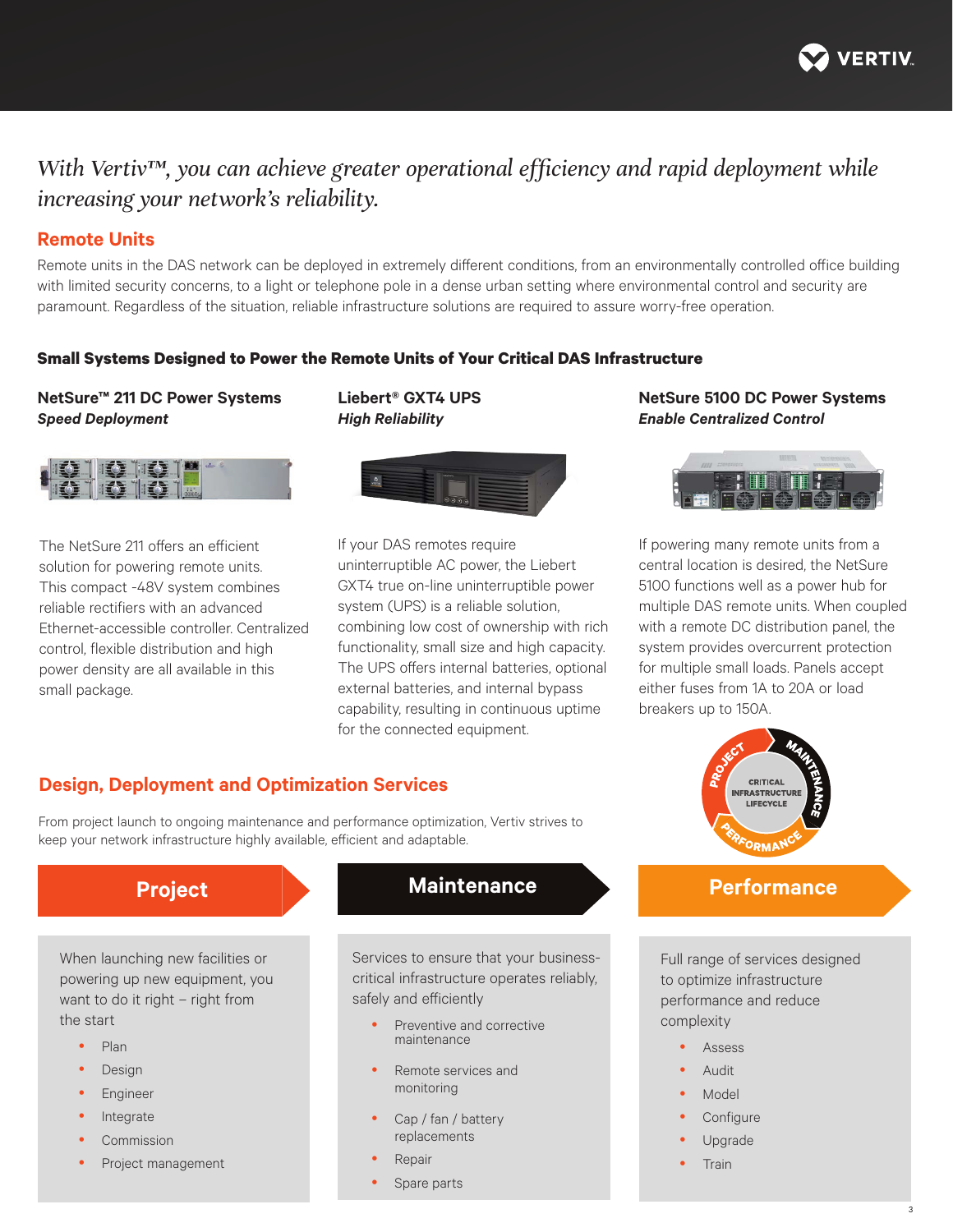*With Vertiv™, you can achieve greater operational efficiency and rapid deployment while increasing your network's reliability.*

## Remote Units

Remote units in the DAS network can be deployed in extremely different conditions, from an environmentally controlled office building with limited security concerns, to a light or telephone pole in a dense urban setting where environmental control and security are paramount. Regardless of the situation, reliable infrastructure solutions are required to assure worry-free operation.

### Small Systems Designed to Power the Remote Units of Your Critical DAS Infrastructure

#### NetSure™ 211 DC Power Systems

***Speed Deployment***

The NetSure 211 offers an efficient solution for powering remote units. This compact -48V system combines reliable rectifiers with an advanced Ethernet-accessible controller. Centralized control, flexible distribution and high power density are all available in this small package.

#### Liebert® GXT4 UPS

***High Reliability***

If your DAS remotes require uninterruptible AC power, the Liebert GXT4 true on-line uninterruptible power system (UPS) is a reliable solution, combining low cost of ownership with rich functionality, small size and high capacity. The UPS offers internal batteries, optional external batteries, and internal bypass capability, resulting in continuous uptime for the connected equipment.

#### NetSure 5100 DC Power Systems

***Enable Centralized Control***

If powering many remote units from a central location is desired, the NetSure 5100 functions well as a power hub for multiple DAS remote units. When coupled with a remote DC distribution panel, the system provides overcurrent protection for multiple small loads. Panels accept either fuses from 1A to 20A or load breakers up to 150A.

## Design, Deployment and Optimization Services

From project launch to ongoing maintenance and performance optimization, Vertiv strives to keep your network infrastructure highly available, efficient and adaptable.

CRITICAL INFRASTRUCTURE LIFECYCLE: PROJECT – MAINTENANCE – PERFORMANCE

### Project

When launching new facilities or powering up new equipment, you want to do it right – right from the start

- Plan
- Design
- Engineer
- Integrate
- Commission
- Project management

### Maintenance

Services to ensure that your business-critical infrastructure operates reliably, safely and efficiently

- Preventive and corrective maintenance
- Remote services and monitoring
- Cap / fan / battery replacements
- Repair
- Spare parts

### Performance

Full range of services designed to optimize infrastructure performance and reduce complexity

- Assess
- Audit
- Model
- Configure
- Upgrade
- Train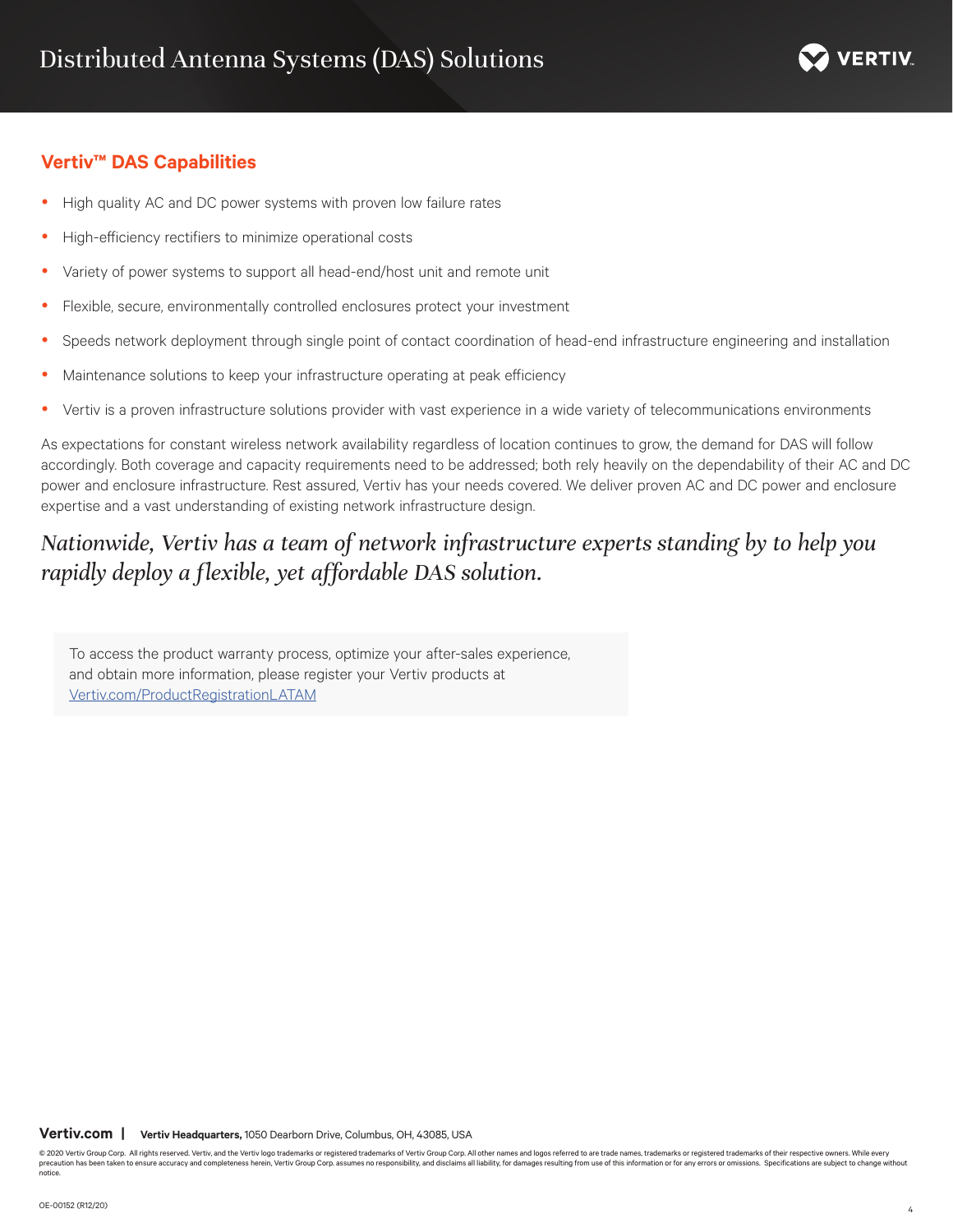## Vertiv™ DAS Capabilities

- High quality AC and DC power systems with proven low failure rates
- High-efficiency rectifiers to minimize operational costs
- Variety of power systems to support all head-end/host unit and remote unit
- Flexible, secure, environmentally controlled enclosures protect your investment
- Speeds network deployment through single point of contact coordination of head-end infrastructure engineering and installation
- Maintenance solutions to keep your infrastructure operating at peak efficiency
- Vertiv is a proven infrastructure solutions provider with vast experience in a wide variety of telecommunications environments

As expectations for constant wireless network availability regardless of location continues to grow, the demand for DAS will follow accordingly. Both coverage and capacity requirements need to be addressed; both rely heavily on the dependability of their AC and DC power and enclosure infrastructure. Rest assured, Vertiv has your needs covered. We deliver proven AC and DC power and enclosure expertise and a vast understanding of existing network infrastructure design.

*Nationwide, Vertiv has a team of network infrastructure experts standing by to help you rapidly deploy a flexible, yet affordable DAS solution.*

To access the product warranty process, optimize your after-sales experience, and obtain more information, please register your Vertiv products at Vertiv.com/ProductRegistrationLATAM

**Vertiv.com** | **Vertiv Headquarters,** 1050 Dearborn Drive, Columbus, OH, 43085, USA

© 2020 Vertiv Group Corp. All rights reserved. Vertiv, and the Vertiv logo trademarks or registered trademarks of Vertiv Group Corp. All other names and logos referred to are trade names, trademarks or registered trademarks of their respective owners. While every precaution has been taken to ensure accuracy and completeness herein, Vertiv Group Corp. assumes no responsibility, and disclaims all liability, for damages resulting from use of this information or for any errors or omissions. Specifications are subject to change without notice.

OE-00152 (R12/20)